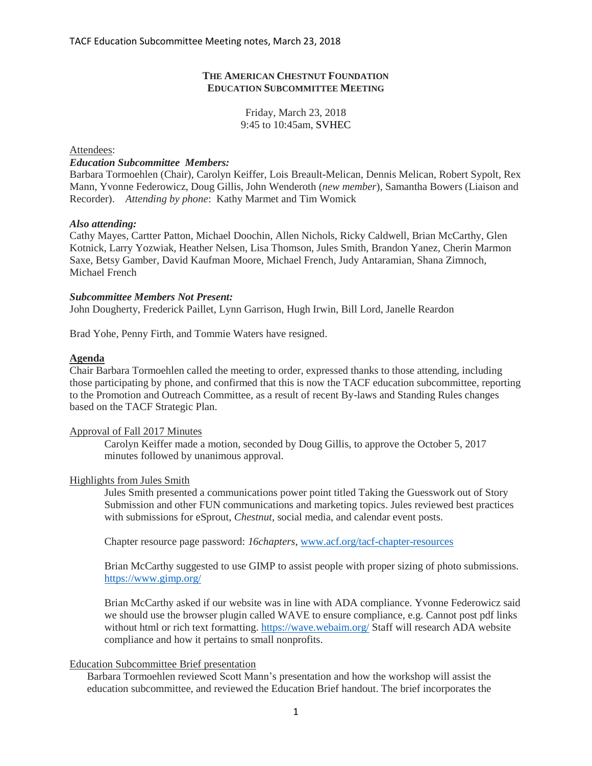**THE AMERICAN CHESTNUT FOUNDATION**
**EDUCATION SUBCOMMITTEE MEETING**

Friday, March 23, 2018
9:45 to 10:45am, SVHEC

Attendees:

***Education Subcommittee Members:***
Barbara Tormoehlen (Chair), Carolyn Keiffer, Lois Breault-Melican, Dennis Melican, Robert Sypolt, Rex Mann, Yvonne Federowicz, Doug Gillis, John Wenderoth (*new member*), Samantha Bowers (Liaison and Recorder). *Attending by phone*: Kathy Marmet and Tim Womick

***Also attending:***
Cathy Mayes, Cartter Patton, Michael Doochin, Allen Nichols, Ricky Caldwell, Brian McCarthy, Glen Kotnick, Larry Yozwiak, Heather Nelsen, Lisa Thomson, Jules Smith, Brandon Yanez, Cherin Marmon Saxe, Betsy Gamber, David Kaufman Moore, Michael French, Judy Antaramian, Shana Zimnoch, Michael French

***Subcommittee Members Not Present:***
John Dougherty, Frederick Paillet, Lynn Garrison, Hugh Irwin, Bill Lord, Janelle Reardon

Brad Yohe, Penny Firth, and Tommie Waters have resigned.

**Agenda**

Chair Barbara Tormoehlen called the meeting to order, expressed thanks to those attending, including those participating by phone, and confirmed that this is now the TACF education subcommittee, reporting to the Promotion and Outreach Committee, as a result of recent By-laws and Standing Rules changes based on the TACF Strategic Plan.

Approval of Fall 2017 Minutes

Carolyn Keiffer made a motion, seconded by Doug Gillis, to approve the October 5, 2017 minutes followed by unanimous approval.

Highlights from Jules Smith

Jules Smith presented a communications power point titled Taking the Guesswork out of Story Submission and other FUN communications and marketing topics. Jules reviewed best practices with submissions for eSprout, *Chestnut*, social media, and calendar event posts.

Chapter resource page password: *16chapters*, www.acf.org/tacf-chapter-resources

Brian McCarthy suggested to use GIMP to assist people with proper sizing of photo submissions. https://www.gimp.org/

Brian McCarthy asked if our website was in line with ADA compliance. Yvonne Federowicz said we should use the browser plugin called WAVE to ensure compliance, e.g. Cannot post pdf links without html or rich text formatting. https://wave.webaim.org/ Staff will research ADA website compliance and how it pertains to small nonprofits.

Education Subcommittee Brief presentation

Barbara Tormoehlen reviewed Scott Mann's presentation and how the workshop will assist the education subcommittee, and reviewed the Education Brief handout. The brief incorporates the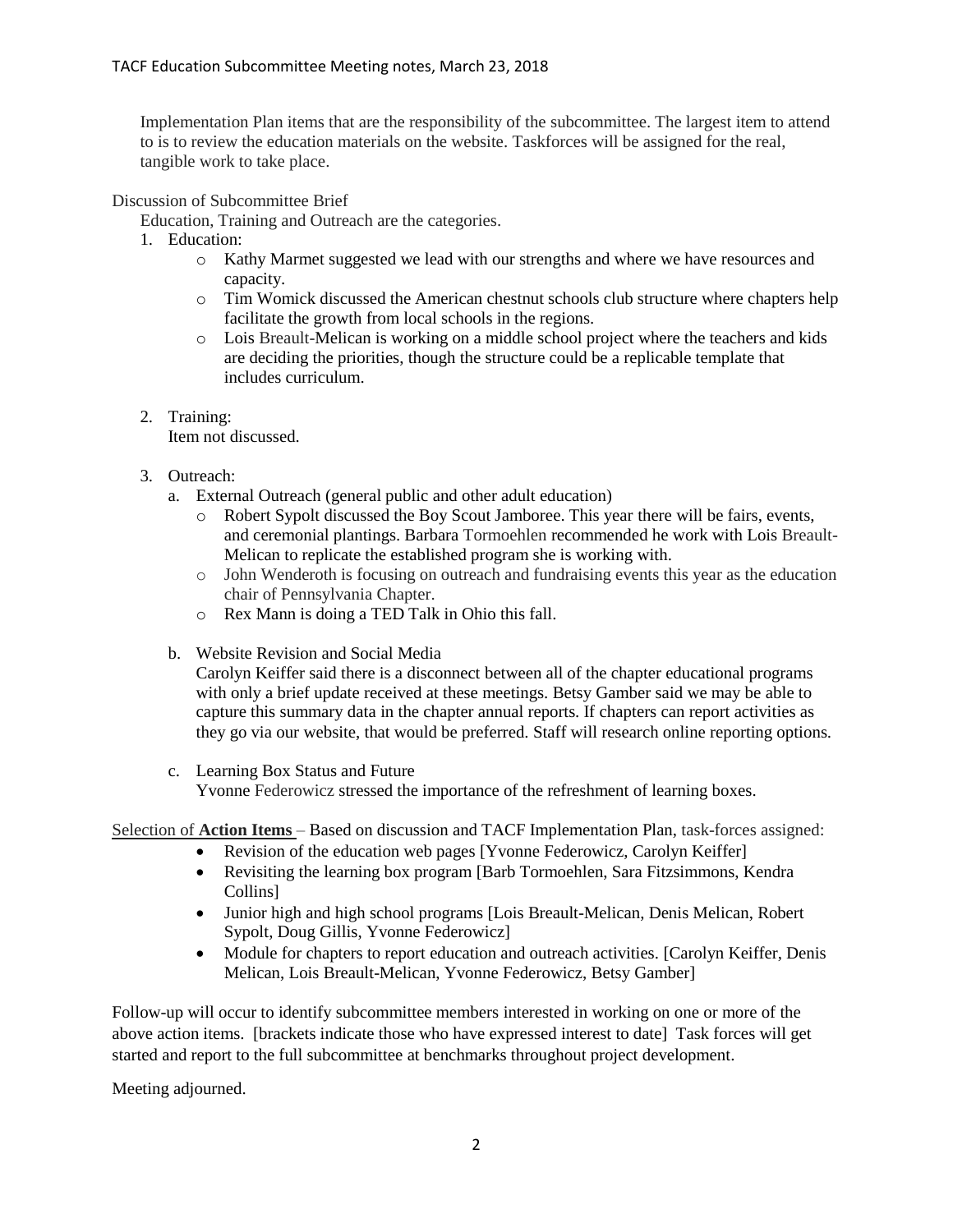Implementation Plan items that are the responsibility of the subcommittee. The largest item to attend to is to review the education materials on the website. Taskforces will be assigned for the real, tangible work to take place.

Discussion of Subcommittee Brief

Education, Training and Outreach are the categories.

1. Education:
   - Kathy Marmet suggested we lead with our strengths and where we have resources and capacity.
   - Tim Womick discussed the American chestnut schools club structure where chapters help facilitate the growth from local schools in the regions.
   - Lois Breault-Melican is working on a middle school project where the teachers and kids are deciding the priorities, though the structure could be a replicable template that includes curriculum.

2. Training:
   Item not discussed.

3. Outreach:
   a. External Outreach (general public and other adult education)
      - Robert Sypolt discussed the Boy Scout Jamboree. This year there will be fairs, events, and ceremonial plantings. Barbara Tormoehlen recommended he work with Lois Breault-Melican to replicate the established program she is working with.
      - John Wenderoth is focusing on outreach and fundraising events this year as the education chair of Pennsylvania Chapter.
      - Rex Mann is doing a TED Talk in Ohio this fall.

   b. Website Revision and Social Media
      Carolyn Keiffer said there is a disconnect between all of the chapter educational programs with only a brief update received at these meetings. Betsy Gamber said we may be able to capture this summary data in the chapter annual reports. If chapters can report activities as they go via our website, that would be preferred. Staff will research online reporting options.

   c. Learning Box Status and Future
      Yvonne Federowicz stressed the importance of the refreshment of learning boxes.

Selection of **Action Items** – Based on discussion and TACF Implementation Plan, task-forces assigned:

- Revision of the education web pages [Yvonne Federowicz, Carolyn Keiffer]
- Revisiting the learning box program [Barb Tormoehlen, Sara Fitzsimmons, Kendra Collins]
- Junior high and high school programs [Lois Breault-Melican, Denis Melican, Robert Sypolt, Doug Gillis, Yvonne Federowicz]
- Module for chapters to report education and outreach activities. [Carolyn Keiffer, Denis Melican, Lois Breault-Melican, Yvonne Federowicz, Betsy Gamber]

Follow-up will occur to identify subcommittee members interested in working on one or more of the above action items. [brackets indicate those who have expressed interest to date] Task forces will get started and report to the full subcommittee at benchmarks throughout project development.

Meeting adjourned.